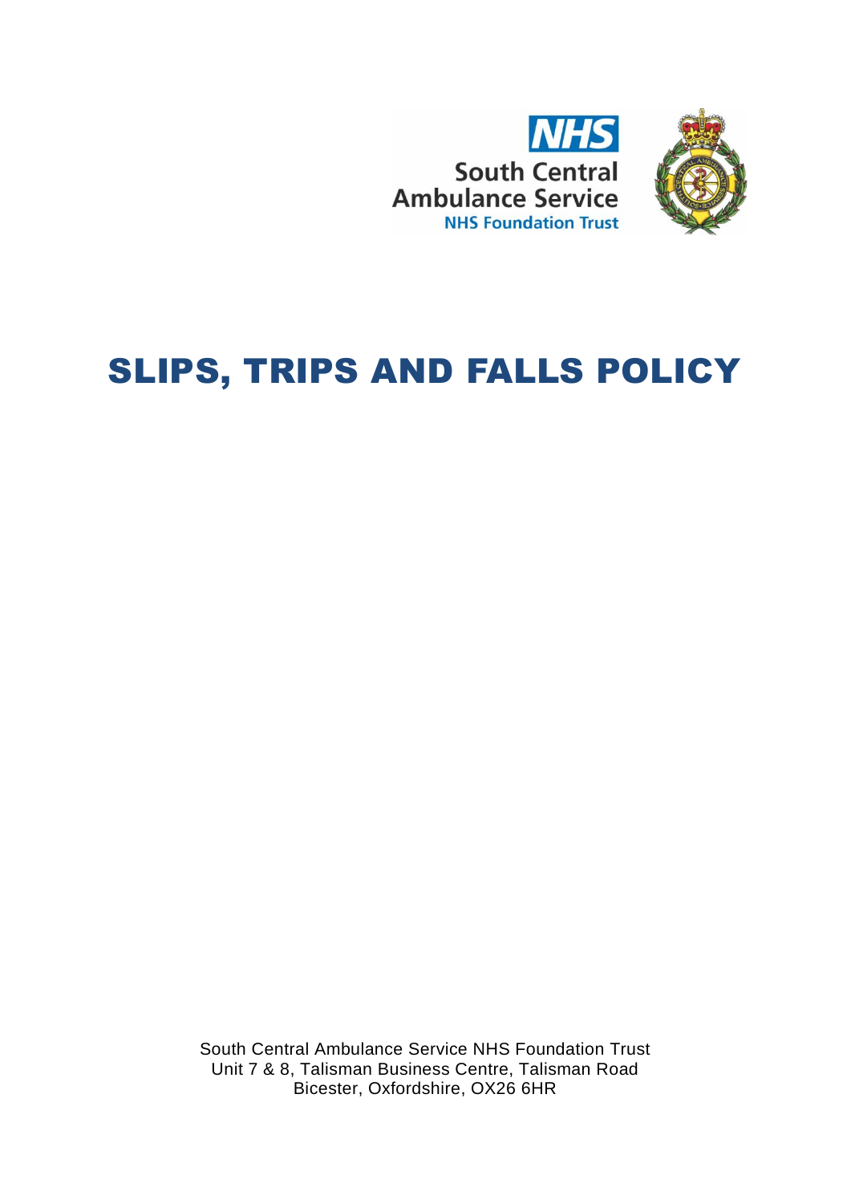NHS

South Central Ambulance Service

NHS Foundation Trust

# SLIPS, TRIPS AND FALLS POLICY

South Central Ambulance Service NHS Foundation Trust
Unit 7 & 8, Talisman Business Centre, Talisman Road
Bicester, Oxfordshire, OX26 6HR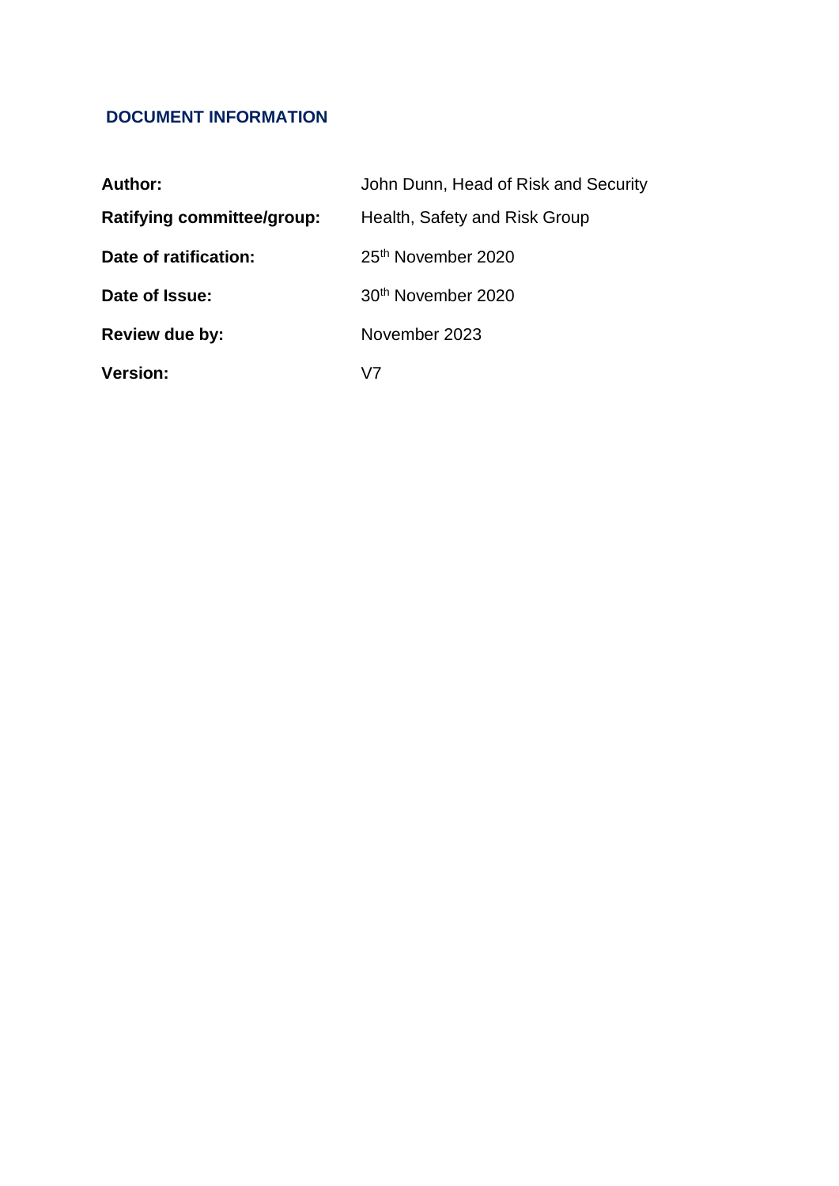## DOCUMENT INFORMATION

| | |
|---|---|
| **Author:** | John Dunn, Head of Risk and Security |
| **Ratifying committee/group:** | Health, Safety and Risk Group |
| **Date of ratification:** | 25th November 2020 |
| **Date of Issue:** | 30th November 2020 |
| **Review due by:** | November 2023 |
| **Version:** | V7 |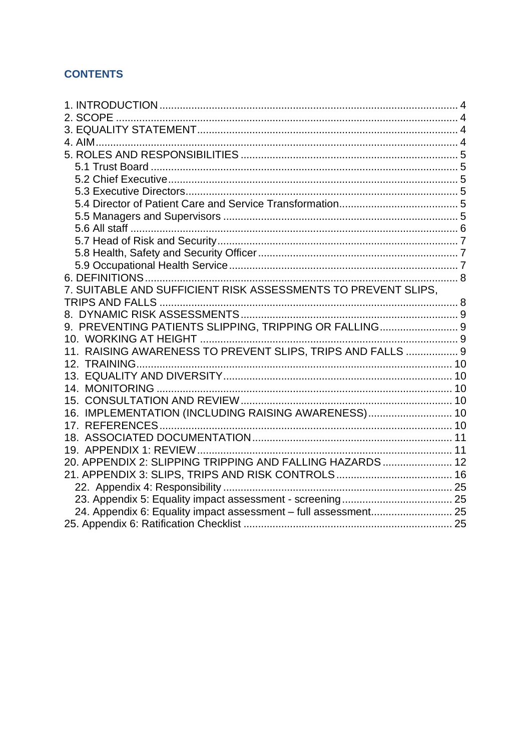## CONTENTS

1. INTRODUCTION ..... 4
2. SCOPE ..... 4
3. EQUALITY STATEMENT ..... 4
4. AIM ..... 4
5. ROLES AND RESPONSIBILITIES ..... 5
    - 5.1 Trust Board ..... 5
    - 5.2 Chief Executive ..... 5
    - 5.3 Executive Directors ..... 5
    - 5.4 Director of Patient Care and Service Transformation ..... 5
    - 5.5 Managers and Supervisors ..... 5
    - 5.6 All staff ..... 6
    - 5.7 Head of Risk and Security ..... 7
    - 5.8 Health, Safety and Security Officer ..... 7
    - 5.9 Occupational Health Service ..... 7
6. DEFINITIONS ..... 8
7. SUITABLE AND SUFFICIENT RISK ASSESSMENTS TO PREVENT SLIPS, TRIPS AND FALLS ..... 8
8. DYNAMIC RISK ASSESSMENTS ..... 9
9. PREVENTING PATIENTS SLIPPING, TRIPPING OR FALLING ..... 9
10. WORKING AT HEIGHT ..... 9
11. RAISING AWARENESS TO PREVENT SLIPS, TRIPS AND FALLS ..... 9
12. TRAINING ..... 10
13. EQUALITY AND DIVERSITY ..... 10
14. MONITORING ..... 10
15. CONSULTATION AND REVIEW ..... 10
16. IMPLEMENTATION (INCLUDING RAISING AWARENESS) ..... 10
17. REFERENCES ..... 10
18. ASSOCIATED DOCUMENTATION ..... 11
19. APPENDIX 1: REVIEW ..... 11
20. APPENDIX 2: SLIPPING TRIPPING AND FALLING HAZARDS ..... 12
21. APPENDIX 3: SLIPS, TRIPS AND RISK CONTROLS ..... 16
    - 22. Appendix 4: Responsibility ..... 25
    - 23. Appendix 5: Equality impact assessment - screening ..... 25
    - 24. Appendix 6: Equality impact assessment – full assessment ..... 25

25. Appendix 6: Ratification Checklist ..... 25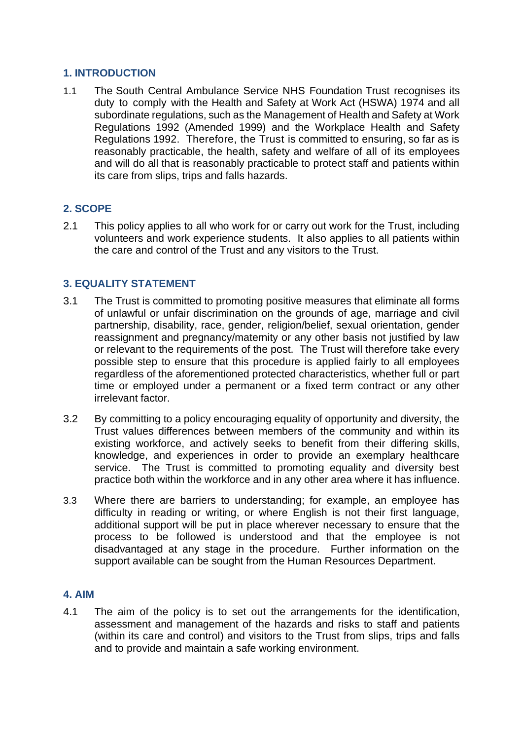## 1. INTRODUCTION

1.1 The South Central Ambulance Service NHS Foundation Trust recognises its duty to comply with the Health and Safety at Work Act (HSWA) 1974 and all subordinate regulations, such as the Management of Health and Safety at Work Regulations 1992 (Amended 1999) and the Workplace Health and Safety Regulations 1992. Therefore, the Trust is committed to ensuring, so far as is reasonably practicable, the health, safety and welfare of all of its employees and will do all that is reasonably practicable to protect staff and patients within its care from slips, trips and falls hazards.

## 2. SCOPE

2.1 This policy applies to all who work for or carry out work for the Trust, including volunteers and work experience students. It also applies to all patients within the care and control of the Trust and any visitors to the Trust.

## 3. EQUALITY STATEMENT

3.1 The Trust is committed to promoting positive measures that eliminate all forms of unlawful or unfair discrimination on the grounds of age, marriage and civil partnership, disability, race, gender, religion/belief, sexual orientation, gender reassignment and pregnancy/maternity or any other basis not justified by law or relevant to the requirements of the post. The Trust will therefore take every possible step to ensure that this procedure is applied fairly to all employees regardless of the aforementioned protected characteristics, whether full or part time or employed under a permanent or a fixed term contract or any other irrelevant factor.

3.2 By committing to a policy encouraging equality of opportunity and diversity, the Trust values differences between members of the community and within its existing workforce, and actively seeks to benefit from their differing skills, knowledge, and experiences in order to provide an exemplary healthcare service. The Trust is committed to promoting equality and diversity best practice both within the workforce and in any other area where it has influence.

3.3 Where there are barriers to understanding; for example, an employee has difficulty in reading or writing, or where English is not their first language, additional support will be put in place wherever necessary to ensure that the process to be followed is understood and that the employee is not disadvantaged at any stage in the procedure. Further information on the support available can be sought from the Human Resources Department.

## 4. AIM

4.1 The aim of the policy is to set out the arrangements for the identification, assessment and management of the hazards and risks to staff and patients (within its care and control) and visitors to the Trust from slips, trips and falls and to provide and maintain a safe working environment.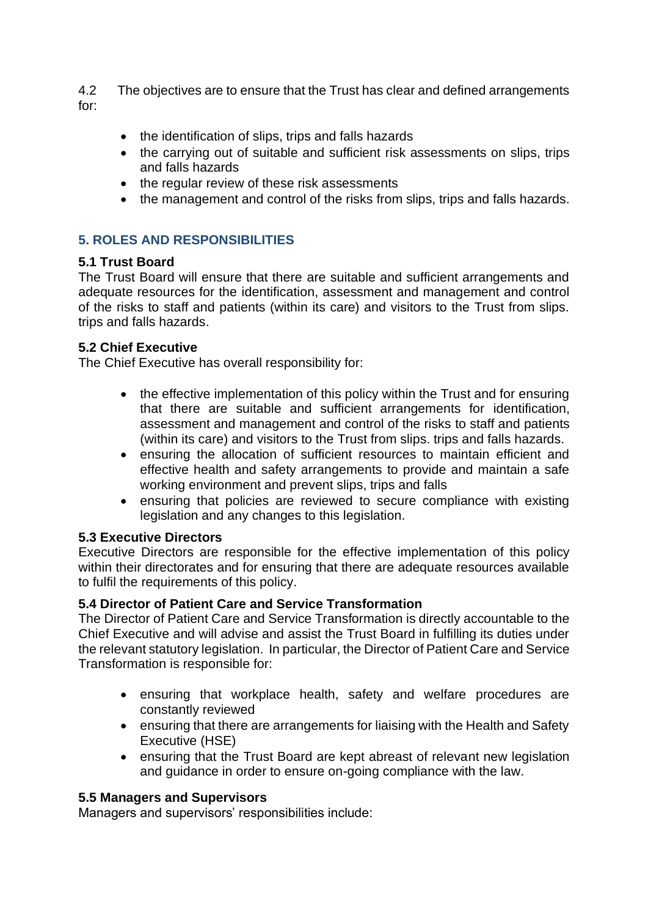4.2 The objectives are to ensure that the Trust has clear and defined arrangements for:

- the identification of slips, trips and falls hazards
- the carrying out of suitable and sufficient risk assessments on slips, trips and falls hazards
- the regular review of these risk assessments
- the management and control of the risks from slips, trips and falls hazards.

## 5. ROLES AND RESPONSIBILITIES

### 5.1 Trust Board

The Trust Board will ensure that there are suitable and sufficient arrangements and adequate resources for the identification, assessment and management and control of the risks to staff and patients (within its care) and visitors to the Trust from slips. trips and falls hazards.

### 5.2 Chief Executive

The Chief Executive has overall responsibility for:

- the effective implementation of this policy within the Trust and for ensuring that there are suitable and sufficient arrangements for identification, assessment and management and control of the risks to staff and patients (within its care) and visitors to the Trust from slips. trips and falls hazards.
- ensuring the allocation of sufficient resources to maintain efficient and effective health and safety arrangements to provide and maintain a safe working environment and prevent slips, trips and falls
- ensuring that policies are reviewed to secure compliance with existing legislation and any changes to this legislation.

### 5.3 Executive Directors

Executive Directors are responsible for the effective implementation of this policy within their directorates and for ensuring that there are adequate resources available to fulfil the requirements of this policy.

### 5.4 Director of Patient Care and Service Transformation

The Director of Patient Care and Service Transformation is directly accountable to the Chief Executive and will advise and assist the Trust Board in fulfilling its duties under the relevant statutory legislation. In particular, the Director of Patient Care and Service Transformation is responsible for:

- ensuring that workplace health, safety and welfare procedures are constantly reviewed
- ensuring that there are arrangements for liaising with the Health and Safety Executive (HSE)
- ensuring that the Trust Board are kept abreast of relevant new legislation and guidance in order to ensure on-going compliance with the law.

### 5.5 Managers and Supervisors

Managers and supervisors' responsibilities include: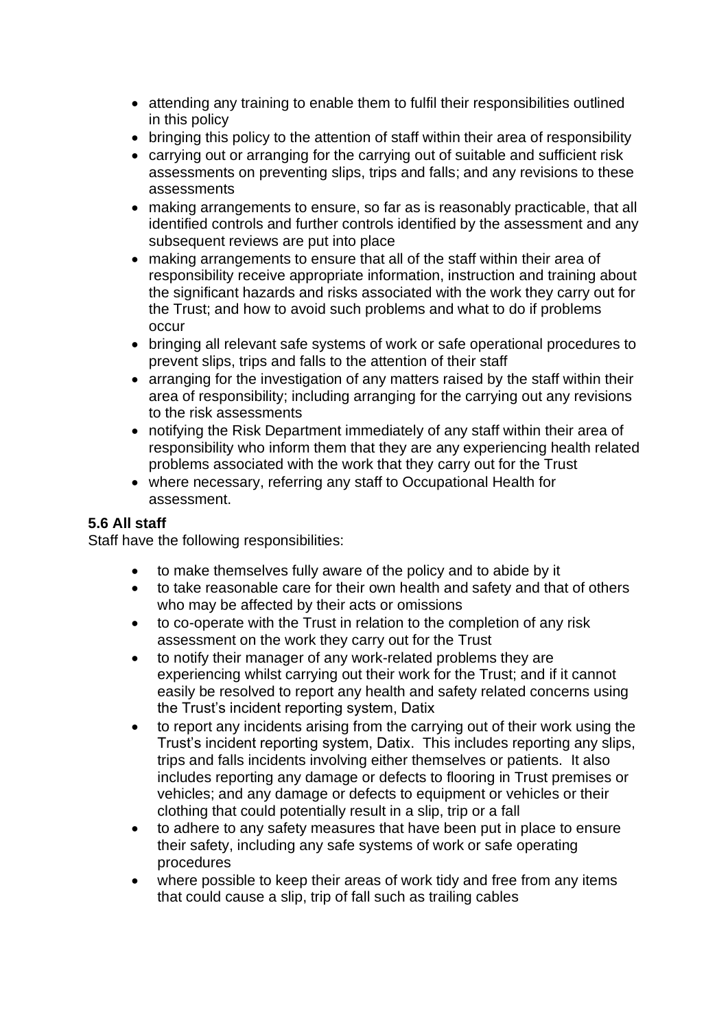- attending any training to enable them to fulfil their responsibilities outlined in this policy
- bringing this policy to the attention of staff within their area of responsibility
- carrying out or arranging for the carrying out of suitable and sufficient risk assessments on preventing slips, trips and falls; and any revisions to these assessments
- making arrangements to ensure, so far as is reasonably practicable, that all identified controls and further controls identified by the assessment and any subsequent reviews are put into place
- making arrangements to ensure that all of the staff within their area of responsibility receive appropriate information, instruction and training about the significant hazards and risks associated with the work they carry out for the Trust; and how to avoid such problems and what to do if problems occur
- bringing all relevant safe systems of work or safe operational procedures to prevent slips, trips and falls to the attention of their staff
- arranging for the investigation of any matters raised by the staff within their area of responsibility; including arranging for the carrying out any revisions to the risk assessments
- notifying the Risk Department immediately of any staff within their area of responsibility who inform them that they are any experiencing health related problems associated with the work that they carry out for the Trust
- where necessary, referring any staff to Occupational Health for assessment.

**5.6 All staff**

Staff have the following responsibilities:

- to make themselves fully aware of the policy and to abide by it
- to take reasonable care for their own health and safety and that of others who may be affected by their acts or omissions
- to co-operate with the Trust in relation to the completion of any risk assessment on the work they carry out for the Trust
- to notify their manager of any work-related problems they are experiencing whilst carrying out their work for the Trust; and if it cannot easily be resolved to report any health and safety related concerns using the Trust's incident reporting system, Datix
- to report any incidents arising from the carrying out of their work using the Trust's incident reporting system, Datix. This includes reporting any slips, trips and falls incidents involving either themselves or patients. It also includes reporting any damage or defects to flooring in Trust premises or vehicles; and any damage or defects to equipment or vehicles or their clothing that could potentially result in a slip, trip or a fall
- to adhere to any safety measures that have been put in place to ensure their safety, including any safe systems of work or safe operating procedures
- where possible to keep their areas of work tidy and free from any items that could cause a slip, trip of fall such as trailing cables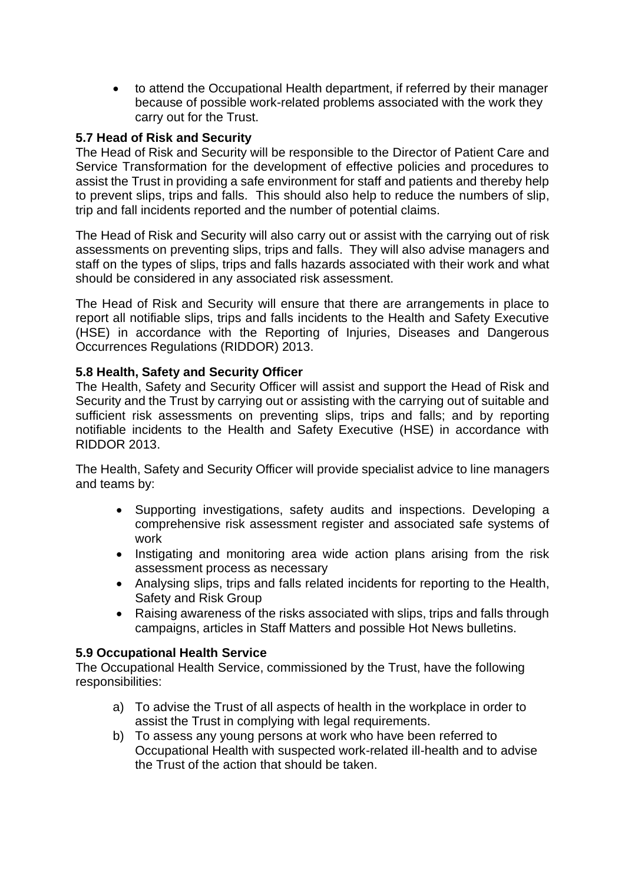- to attend the Occupational Health department, if referred by their manager because of possible work-related problems associated with the work they carry out for the Trust.

### 5.7 Head of Risk and Security

The Head of Risk and Security will be responsible to the Director of Patient Care and Service Transformation for the development of effective policies and procedures to assist the Trust in providing a safe environment for staff and patients and thereby help to prevent slips, trips and falls. This should also help to reduce the numbers of slip, trip and fall incidents reported and the number of potential claims.

The Head of Risk and Security will also carry out or assist with the carrying out of risk assessments on preventing slips, trips and falls. They will also advise managers and staff on the types of slips, trips and falls hazards associated with their work and what should be considered in any associated risk assessment.

The Head of Risk and Security will ensure that there are arrangements in place to report all notifiable slips, trips and falls incidents to the Health and Safety Executive (HSE) in accordance with the Reporting of Injuries, Diseases and Dangerous Occurrences Regulations (RIDDOR) 2013.

### 5.8 Health, Safety and Security Officer

The Health, Safety and Security Officer will assist and support the Head of Risk and Security and the Trust by carrying out or assisting with the carrying out of suitable and sufficient risk assessments on preventing slips, trips and falls; and by reporting notifiable incidents to the Health and Safety Executive (HSE) in accordance with RIDDOR 2013.

The Health, Safety and Security Officer will provide specialist advice to line managers and teams by:

- Supporting investigations, safety audits and inspections. Developing a comprehensive risk assessment register and associated safe systems of work
- Instigating and monitoring area wide action plans arising from the risk assessment process as necessary
- Analysing slips, trips and falls related incidents for reporting to the Health, Safety and Risk Group
- Raising awareness of the risks associated with slips, trips and falls through campaigns, articles in Staff Matters and possible Hot News bulletins.

### 5.9 Occupational Health Service

The Occupational Health Service, commissioned by the Trust, have the following responsibilities:

a) To advise the Trust of all aspects of health in the workplace in order to assist the Trust in complying with legal requirements.
b) To assess any young persons at work who have been referred to Occupational Health with suspected work-related ill-health and to advise the Trust of the action that should be taken.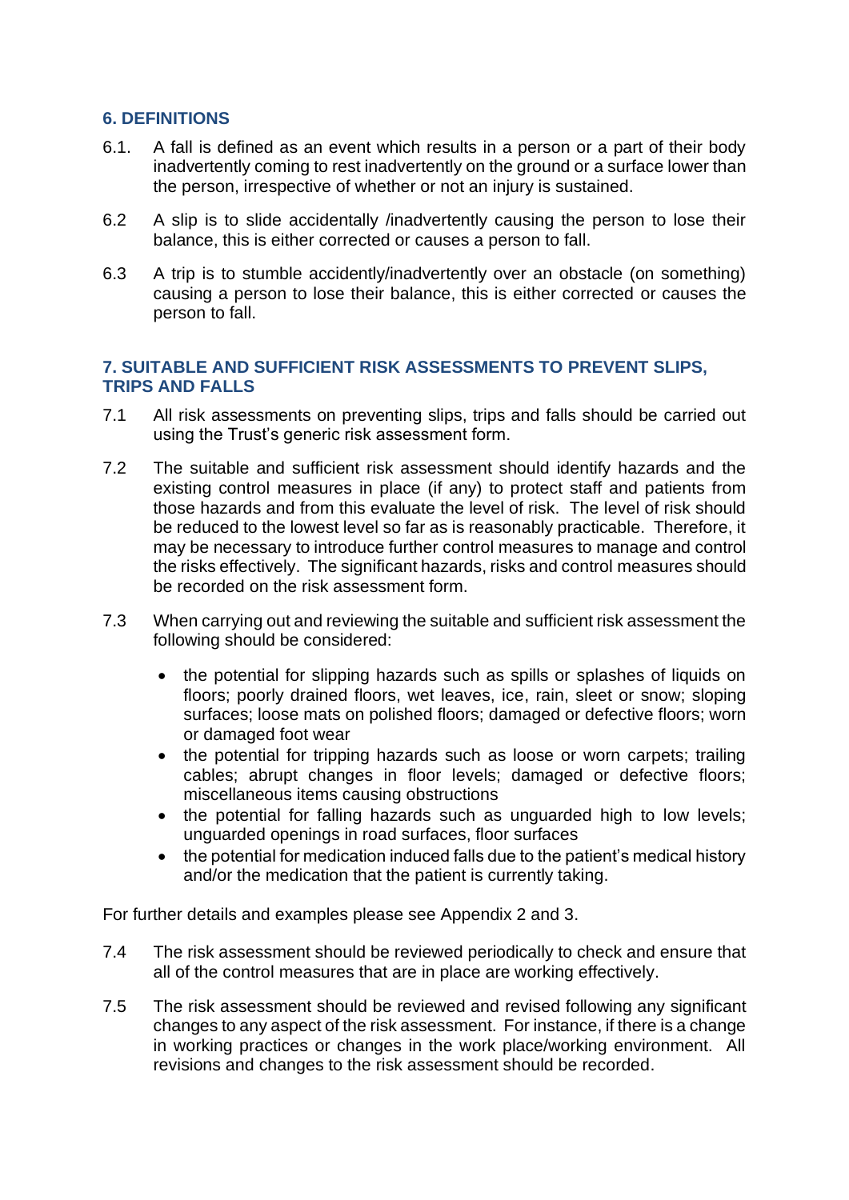## 6. DEFINITIONS

6.1. A fall is defined as an event which results in a person or a part of their body inadvertently coming to rest inadvertently on the ground or a surface lower than the person, irrespective of whether or not an injury is sustained.

6.2 A slip is to slide accidentally /inadvertently causing the person to lose their balance, this is either corrected or causes a person to fall.

6.3 A trip is to stumble accidently/inadvertently over an obstacle (on something) causing a person to lose their balance, this is either corrected or causes the person to fall.

## 7. SUITABLE AND SUFFICIENT RISK ASSESSMENTS TO PREVENT SLIPS, TRIPS AND FALLS

7.1 All risk assessments on preventing slips, trips and falls should be carried out using the Trust's generic risk assessment form.

7.2 The suitable and sufficient risk assessment should identify hazards and the existing control measures in place (if any) to protect staff and patients from those hazards and from this evaluate the level of risk. The level of risk should be reduced to the lowest level so far as is reasonably practicable. Therefore, it may be necessary to introduce further control measures to manage and control the risks effectively. The significant hazards, risks and control measures should be recorded on the risk assessment form.

7.3 When carrying out and reviewing the suitable and sufficient risk assessment the following should be considered:

- the potential for slipping hazards such as spills or splashes of liquids on floors; poorly drained floors, wet leaves, ice, rain, sleet or snow; sloping surfaces; loose mats on polished floors; damaged or defective floors; worn or damaged foot wear
- the potential for tripping hazards such as loose or worn carpets; trailing cables; abrupt changes in floor levels; damaged or defective floors; miscellaneous items causing obstructions
- the potential for falling hazards such as unguarded high to low levels; unguarded openings in road surfaces, floor surfaces
- the potential for medication induced falls due to the patient's medical history and/or the medication that the patient is currently taking.

For further details and examples please see Appendix 2 and 3.

7.4 The risk assessment should be reviewed periodically to check and ensure that all of the control measures that are in place are working effectively.

7.5 The risk assessment should be reviewed and revised following any significant changes to any aspect of the risk assessment. For instance, if there is a change in working practices or changes in the work place/working environment. All revisions and changes to the risk assessment should be recorded.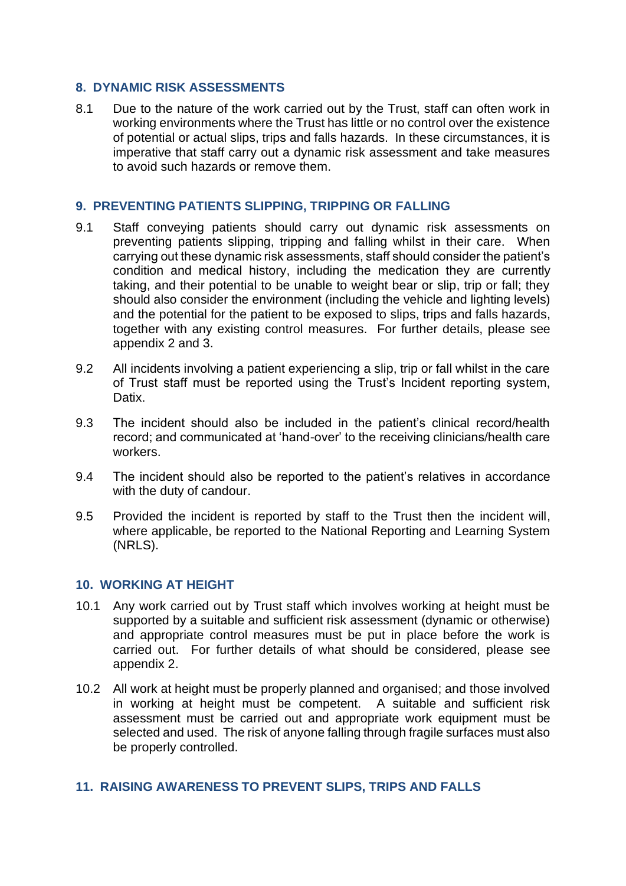## 8. DYNAMIC RISK ASSESSMENTS

8.1 Due to the nature of the work carried out by the Trust, staff can often work in working environments where the Trust has little or no control over the existence of potential or actual slips, trips and falls hazards. In these circumstances, it is imperative that staff carry out a dynamic risk assessment and take measures to avoid such hazards or remove them.

## 9. PREVENTING PATIENTS SLIPPING, TRIPPING OR FALLING

9.1 Staff conveying patients should carry out dynamic risk assessments on preventing patients slipping, tripping and falling whilst in their care. When carrying out these dynamic risk assessments, staff should consider the patient's condition and medical history, including the medication they are currently taking, and their potential to be unable to weight bear or slip, trip or fall; they should also consider the environment (including the vehicle and lighting levels) and the potential for the patient to be exposed to slips, trips and falls hazards, together with any existing control measures. For further details, please see appendix 2 and 3.

9.2 All incidents involving a patient experiencing a slip, trip or fall whilst in the care of Trust staff must be reported using the Trust's Incident reporting system, Datix.

9.3 The incident should also be included in the patient's clinical record/health record; and communicated at 'hand-over' to the receiving clinicians/health care workers.

9.4 The incident should also be reported to the patient's relatives in accordance with the duty of candour.

9.5 Provided the incident is reported by staff to the Trust then the incident will, where applicable, be reported to the National Reporting and Learning System (NRLS).

## 10. WORKING AT HEIGHT

10.1 Any work carried out by Trust staff which involves working at height must be supported by a suitable and sufficient risk assessment (dynamic or otherwise) and appropriate control measures must be put in place before the work is carried out. For further details of what should be considered, please see appendix 2.

10.2 All work at height must be properly planned and organised; and those involved in working at height must be competent. A suitable and sufficient risk assessment must be carried out and appropriate work equipment must be selected and used. The risk of anyone falling through fragile surfaces must also be properly controlled.

## 11. RAISING AWARENESS TO PREVENT SLIPS, TRIPS AND FALLS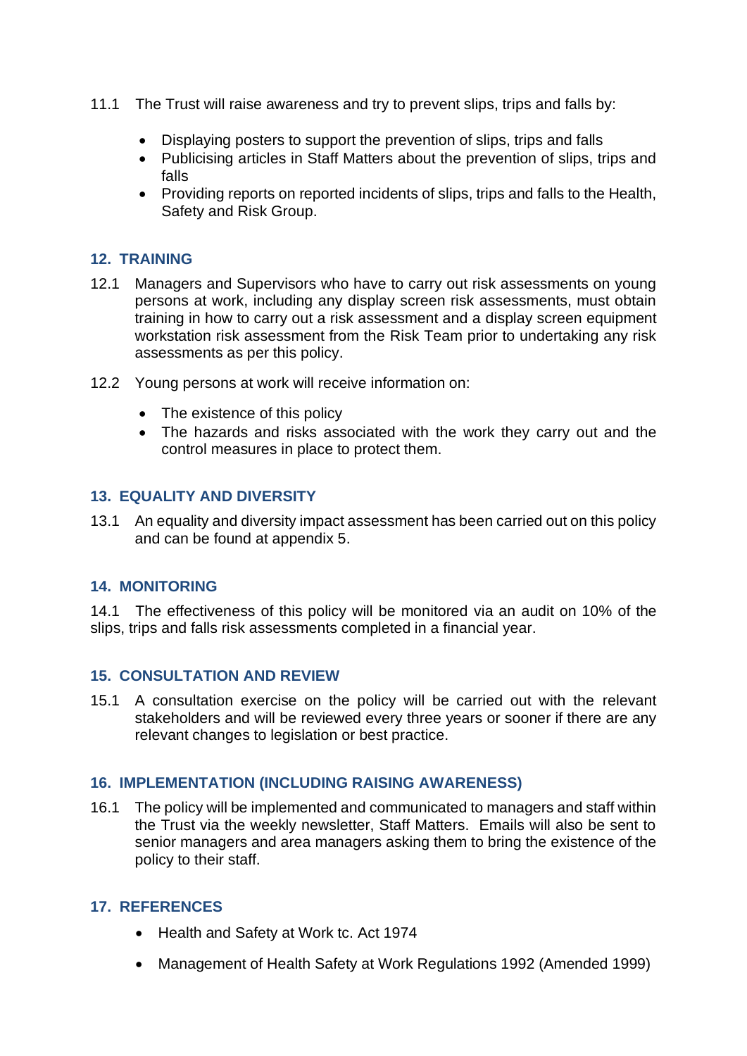11.1 The Trust will raise awareness and try to prevent slips, trips and falls by:

- Displaying posters to support the prevention of slips, trips and falls
- Publicising articles in Staff Matters about the prevention of slips, trips and falls
- Providing reports on reported incidents of slips, trips and falls to the Health, Safety and Risk Group.

## 12. TRAINING

12.1 Managers and Supervisors who have to carry out risk assessments on young persons at work, including any display screen risk assessments, must obtain training in how to carry out a risk assessment and a display screen equipment workstation risk assessment from the Risk Team prior to undertaking any risk assessments as per this policy.

12.2 Young persons at work will receive information on:

- The existence of this policy
- The hazards and risks associated with the work they carry out and the control measures in place to protect them.

## 13. EQUALITY AND DIVERSITY

13.1 An equality and diversity impact assessment has been carried out on this policy and can be found at appendix 5.

## 14. MONITORING

14.1 The effectiveness of this policy will be monitored via an audit on 10% of the slips, trips and falls risk assessments completed in a financial year.

## 15. CONSULTATION AND REVIEW

15.1 A consultation exercise on the policy will be carried out with the relevant stakeholders and will be reviewed every three years or sooner if there are any relevant changes to legislation or best practice.

## 16. IMPLEMENTATION (INCLUDING RAISING AWARENESS)

16.1 The policy will be implemented and communicated to managers and staff within the Trust via the weekly newsletter, Staff Matters. Emails will also be sent to senior managers and area managers asking them to bring the existence of the policy to their staff.

## 17. REFERENCES

- Health and Safety at Work tc. Act 1974
- Management of Health Safety at Work Regulations 1992 (Amended 1999)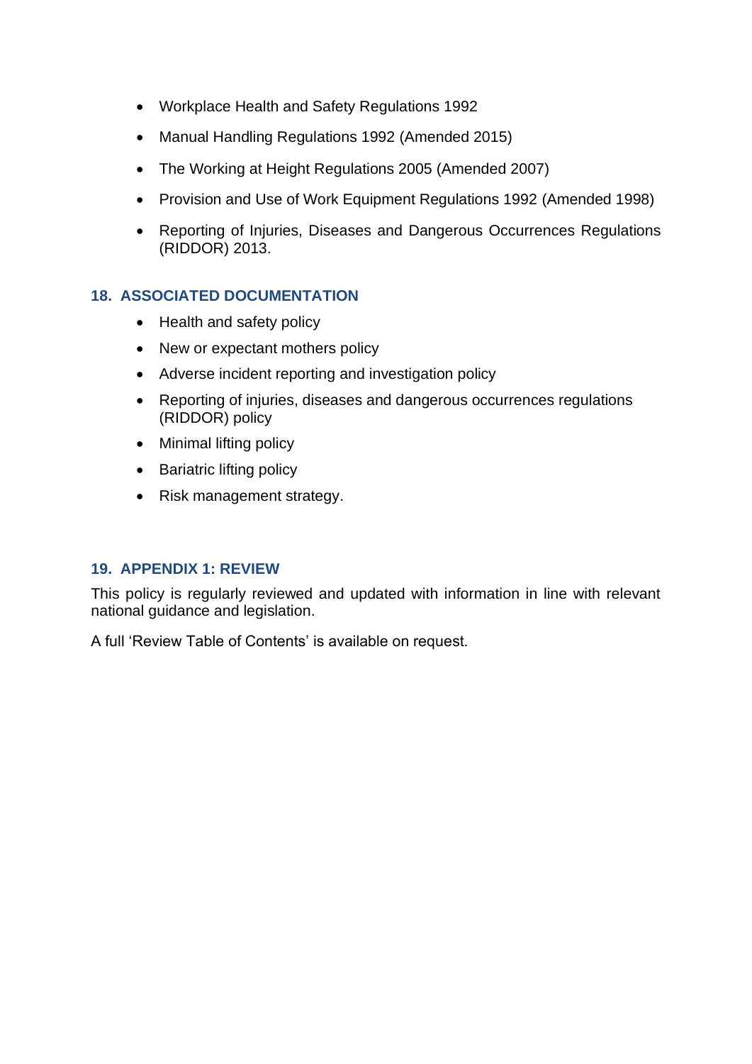- Workplace Health and Safety Regulations 1992
- Manual Handling Regulations 1992 (Amended 2015)
- The Working at Height Regulations 2005 (Amended 2007)
- Provision and Use of Work Equipment Regulations 1992 (Amended 1998)
- Reporting of Injuries, Diseases and Dangerous Occurrences Regulations (RIDDOR) 2013.

## 18. ASSOCIATED DOCUMENTATION

- Health and safety policy
- New or expectant mothers policy
- Adverse incident reporting and investigation policy
- Reporting of injuries, diseases and dangerous occurrences regulations (RIDDOR) policy
- Minimal lifting policy
- Bariatric lifting policy
- Risk management strategy.

## 19. APPENDIX 1: REVIEW

This policy is regularly reviewed and updated with information in line with relevant national guidance and legislation.

A full 'Review Table of Contents' is available on request.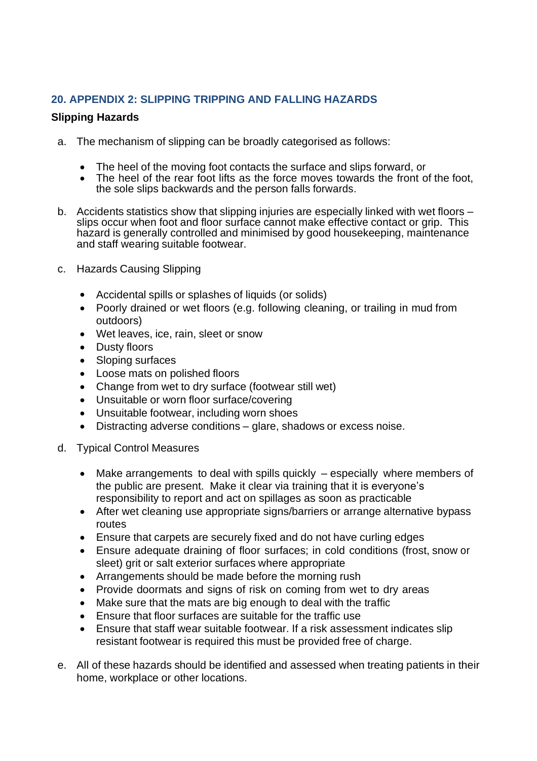## 20. APPENDIX 2: SLIPPING TRIPPING AND FALLING HAZARDS

**Slipping Hazards**

a. The mechanism of slipping can be broadly categorised as follows:

- The heel of the moving foot contacts the surface and slips forward, or
- The heel of the rear foot lifts as the force moves towards the front of the foot, the sole slips backwards and the person falls forwards.

b. Accidents statistics show that slipping injuries are especially linked with wet floors – slips occur when foot and floor surface cannot make effective contact or grip. This hazard is generally controlled and minimised by good housekeeping, maintenance and staff wearing suitable footwear.

c. Hazards Causing Slipping

- Accidental spills or splashes of liquids (or solids)
- Poorly drained or wet floors (e.g. following cleaning, or trailing in mud from outdoors)
- Wet leaves, ice, rain, sleet or snow
- Dusty floors
- Sloping surfaces
- Loose mats on polished floors
- Change from wet to dry surface (footwear still wet)
- Unsuitable or worn floor surface/covering
- Unsuitable footwear, including worn shoes
- Distracting adverse conditions – glare, shadows or excess noise.

d. Typical Control Measures

- Make arrangements to deal with spills quickly – especially where members of the public are present. Make it clear via training that it is everyone's responsibility to report and act on spillages as soon as practicable
- After wet cleaning use appropriate signs/barriers or arrange alternative bypass routes
- Ensure that carpets are securely fixed and do not have curling edges
- Ensure adequate draining of floor surfaces; in cold conditions (frost, snow or sleet) grit or salt exterior surfaces where appropriate
- Arrangements should be made before the morning rush
- Provide doormats and signs of risk on coming from wet to dry areas
- Make sure that the mats are big enough to deal with the traffic
- Ensure that floor surfaces are suitable for the traffic use
- Ensure that staff wear suitable footwear. If a risk assessment indicates slip resistant footwear is required this must be provided free of charge.

e. All of these hazards should be identified and assessed when treating patients in their home, workplace or other locations.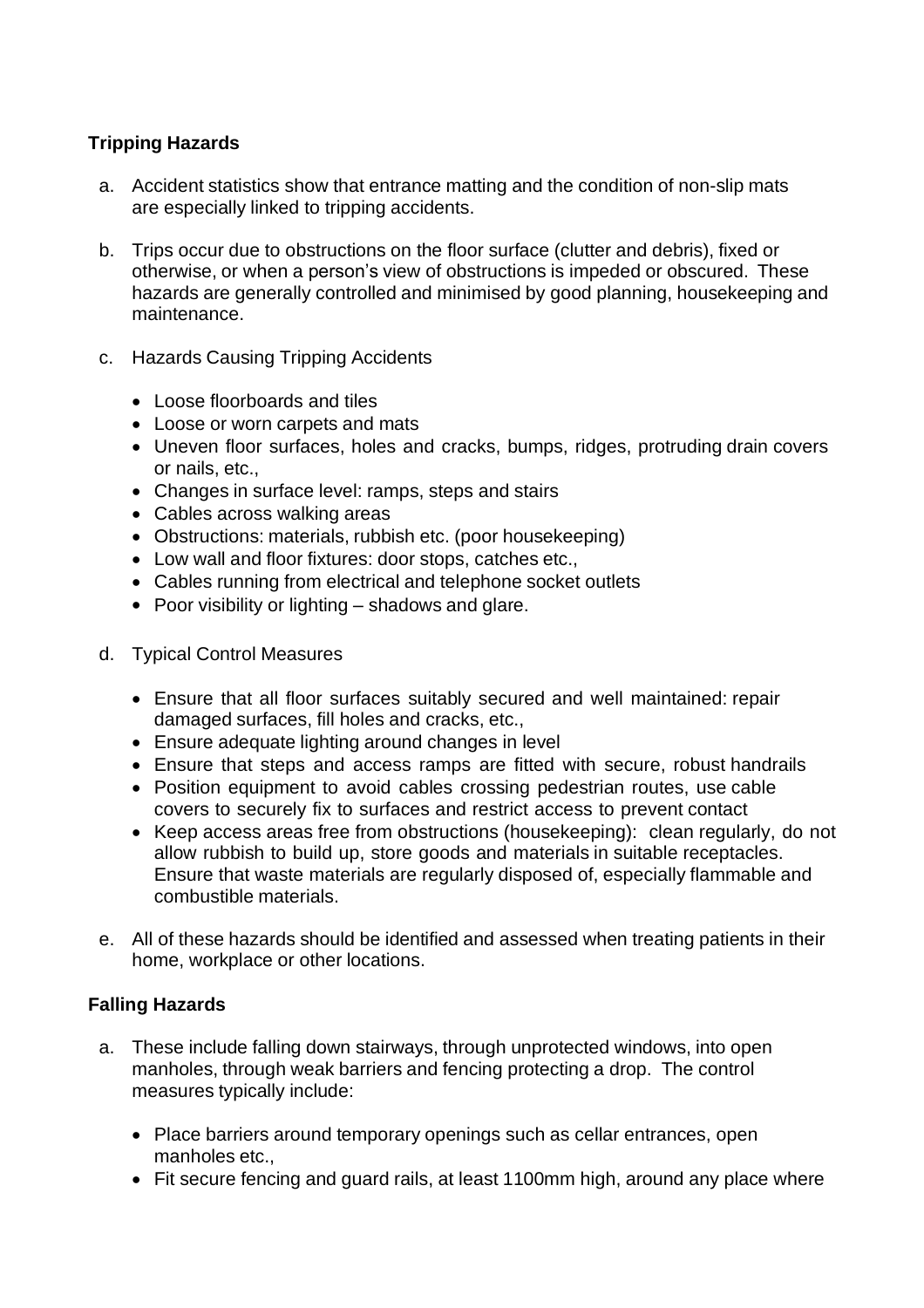**Tripping Hazards**

a. Accident statistics show that entrance matting and the condition of non-slip mats are especially linked to tripping accidents.

b. Trips occur due to obstructions on the floor surface (clutter and debris), fixed or otherwise, or when a person's view of obstructions is impeded or obscured. These hazards are generally controlled and minimised by good planning, housekeeping and maintenance.

c. Hazards Causing Tripping Accidents

- Loose floorboards and tiles
- Loose or worn carpets and mats
- Uneven floor surfaces, holes and cracks, bumps, ridges, protruding drain covers or nails, etc.,
- Changes in surface level: ramps, steps and stairs
- Cables across walking areas
- Obstructions: materials, rubbish etc. (poor housekeeping)
- Low wall and floor fixtures: door stops, catches etc.,
- Cables running from electrical and telephone socket outlets
- Poor visibility or lighting – shadows and glare.

d. Typical Control Measures

- Ensure that all floor surfaces suitably secured and well maintained: repair damaged surfaces, fill holes and cracks, etc.,
- Ensure adequate lighting around changes in level
- Ensure that steps and access ramps are fitted with secure, robust handrails
- Position equipment to avoid cables crossing pedestrian routes, use cable covers to securely fix to surfaces and restrict access to prevent contact
- Keep access areas free from obstructions (housekeeping): clean regularly, do not allow rubbish to build up, store goods and materials in suitable receptacles. Ensure that waste materials are regularly disposed of, especially flammable and combustible materials.

e. All of these hazards should be identified and assessed when treating patients in their home, workplace or other locations.

**Falling Hazards**

a. These include falling down stairways, through unprotected windows, into open manholes, through weak barriers and fencing protecting a drop. The control measures typically include:

- Place barriers around temporary openings such as cellar entrances, open manholes etc.,
- Fit secure fencing and guard rails, at least 1100mm high, around any place where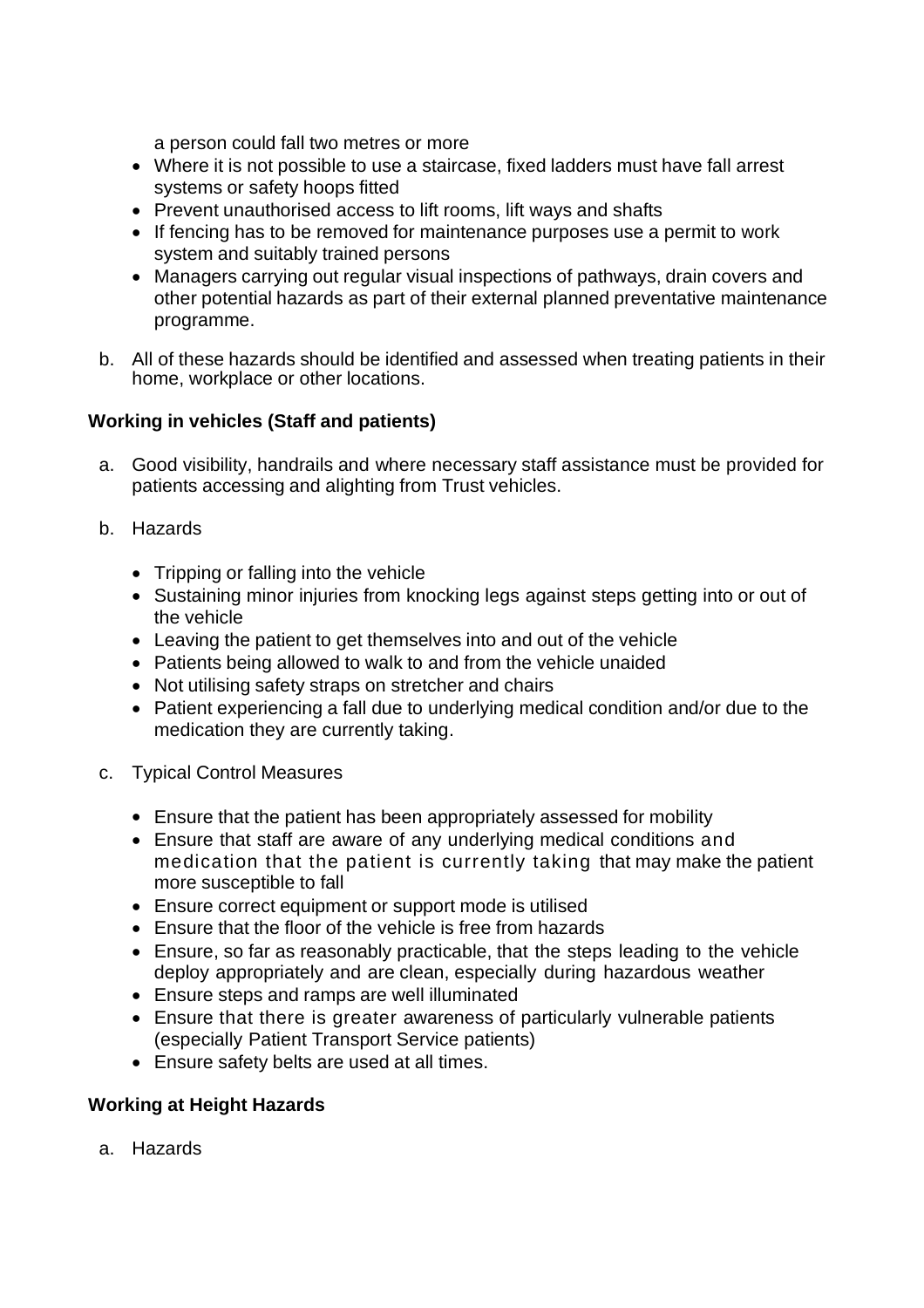a person could fall two metres or more

- Where it is not possible to use a staircase, fixed ladders must have fall arrest systems or safety hoops fitted
- Prevent unauthorised access to lift rooms, lift ways and shafts
- If fencing has to be removed for maintenance purposes use a permit to work system and suitably trained persons
- Managers carrying out regular visual inspections of pathways, drain covers and other potential hazards as part of their external planned preventative maintenance programme.

b. All of these hazards should be identified and assessed when treating patients in their home, workplace or other locations.

**Working in vehicles (Staff and patients)**

a. Good visibility, handrails and where necessary staff assistance must be provided for patients accessing and alighting from Trust vehicles.

b. Hazards

- Tripping or falling into the vehicle
- Sustaining minor injuries from knocking legs against steps getting into or out of the vehicle
- Leaving the patient to get themselves into and out of the vehicle
- Patients being allowed to walk to and from the vehicle unaided
- Not utilising safety straps on stretcher and chairs
- Patient experiencing a fall due to underlying medical condition and/or due to the medication they are currently taking.

c. Typical Control Measures

- Ensure that the patient has been appropriately assessed for mobility
- Ensure that staff are aware of any underlying medical conditions and medication that the patient is currently taking that may make the patient more susceptible to fall
- Ensure correct equipment or support mode is utilised
- Ensure that the floor of the vehicle is free from hazards
- Ensure, so far as reasonably practicable, that the steps leading to the vehicle deploy appropriately and are clean, especially during hazardous weather
- Ensure steps and ramps are well illuminated
- Ensure that there is greater awareness of particularly vulnerable patients (especially Patient Transport Service patients)
- Ensure safety belts are used at all times.

**Working at Height Hazards**

a. Hazards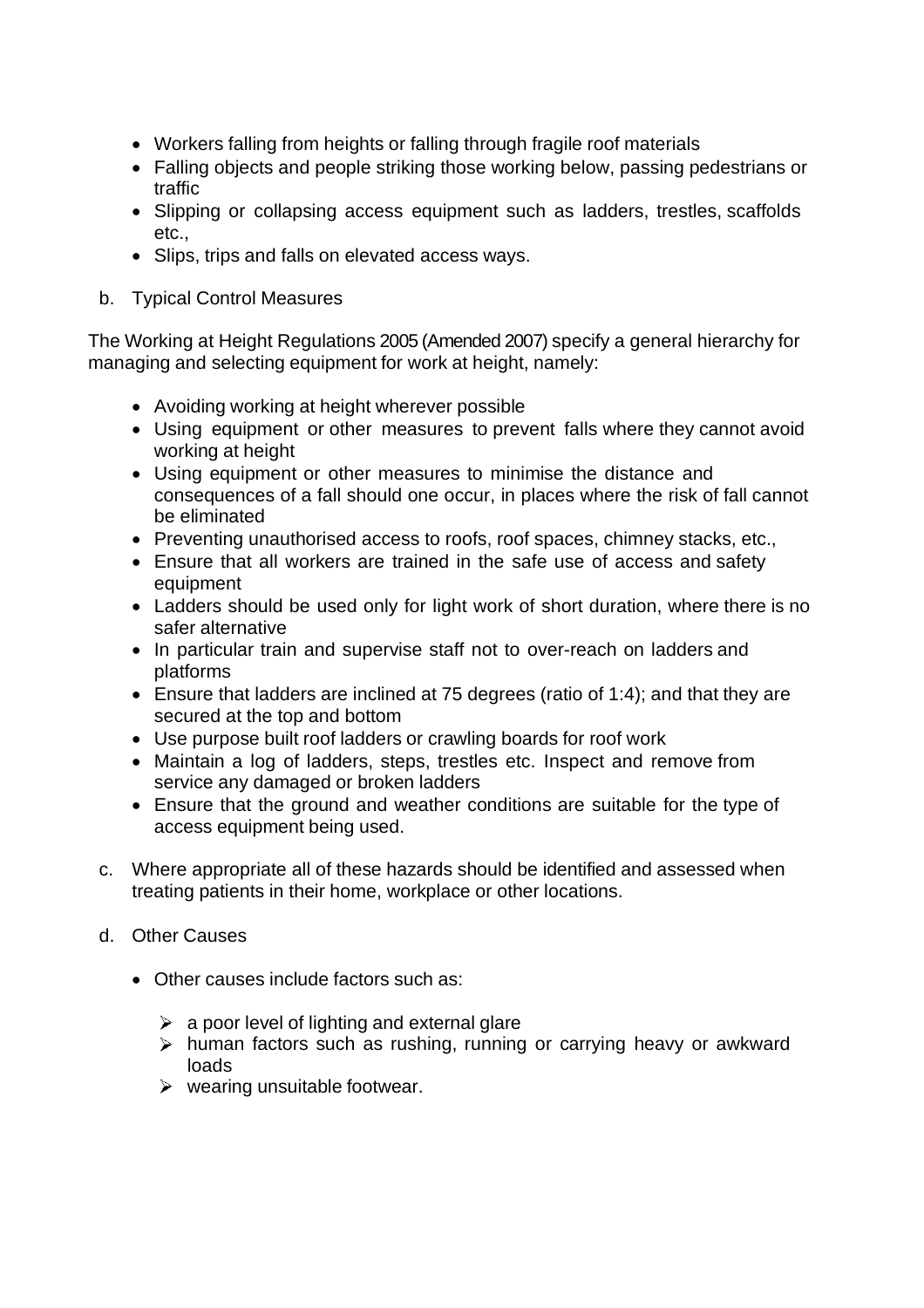- Workers falling from heights or falling through fragile roof materials
- Falling objects and people striking those working below, passing pedestrians or traffic
- Slipping or collapsing access equipment such as ladders, trestles, scaffolds etc.,
- Slips, trips and falls on elevated access ways.

b. Typical Control Measures

The Working at Height Regulations 2005 (Amended 2007) specify a general hierarchy for managing and selecting equipment for work at height, namely:

- Avoiding working at height wherever possible
- Using equipment or other measures to prevent falls where they cannot avoid working at height
- Using equipment or other measures to minimise the distance and consequences of a fall should one occur, in places where the risk of fall cannot be eliminated
- Preventing unauthorised access to roofs, roof spaces, chimney stacks, etc.,
- Ensure that all workers are trained in the safe use of access and safety equipment
- Ladders should be used only for light work of short duration, where there is no safer alternative
- In particular train and supervise staff not to over-reach on ladders and platforms
- Ensure that ladders are inclined at 75 degrees (ratio of 1:4); and that they are secured at the top and bottom
- Use purpose built roof ladders or crawling boards for roof work
- Maintain a log of ladders, steps, trestles etc. Inspect and remove from service any damaged or broken ladders
- Ensure that the ground and weather conditions are suitable for the type of access equipment being used.

c. Where appropriate all of these hazards should be identified and assessed when treating patients in their home, workplace or other locations.

d. Other Causes

- Other causes include factors such as:
  - a poor level of lighting and external glare
  - human factors such as rushing, running or carrying heavy or awkward loads
  - wearing unsuitable footwear.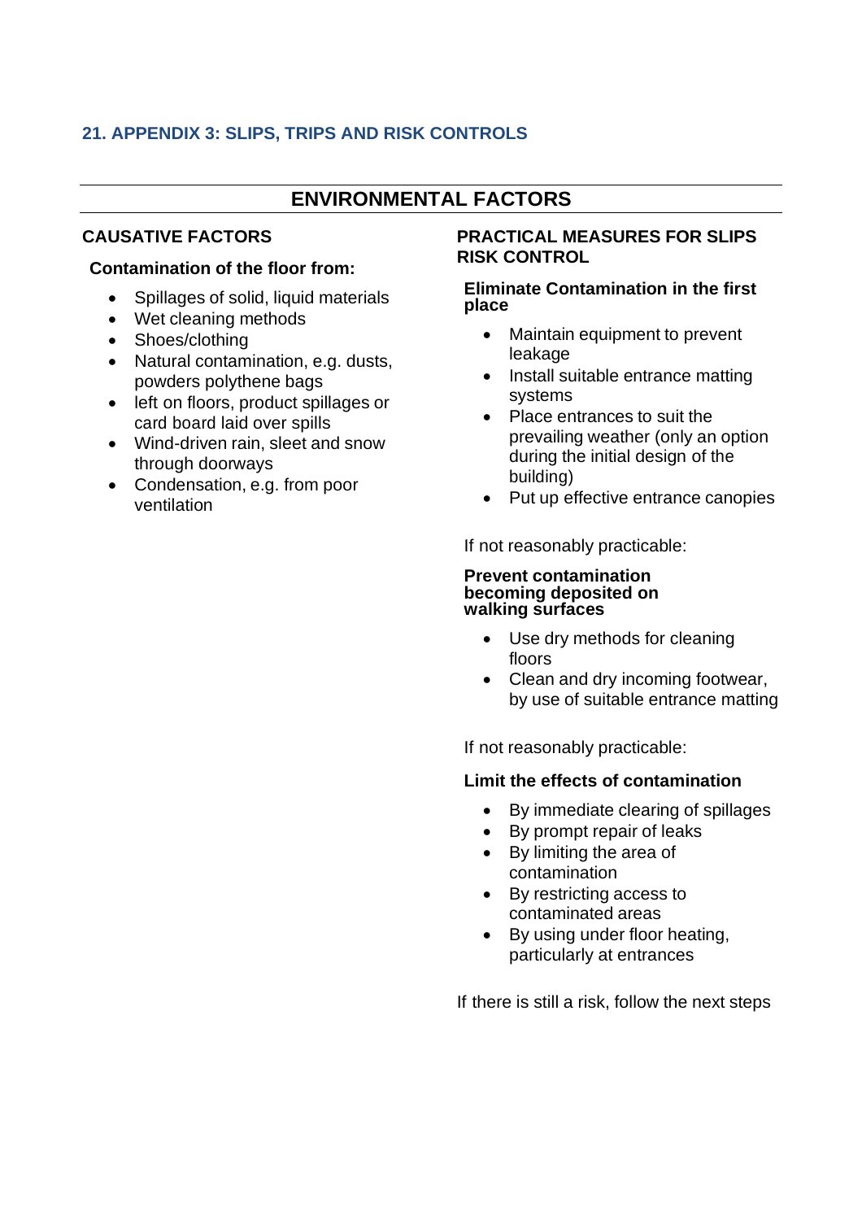## 21. APPENDIX 3: SLIPS, TRIPS AND RISK CONTROLS

### ENVIRONMENTAL FACTORS

#### CAUSATIVE FACTORS

**Contamination of the floor from:**

- Spillages of solid, liquid materials
- Wet cleaning methods
- Shoes/clothing
- Natural contamination, e.g. dusts, powders polythene bags
- left on floors, product spillages or card board laid over spills
- Wind-driven rain, sleet and snow through doorways
- Condensation, e.g. from poor ventilation

#### PRACTICAL MEASURES FOR SLIPS RISK CONTROL

**Eliminate Contamination in the first place**

- Maintain equipment to prevent leakage
- Install suitable entrance matting systems
- Place entrances to suit the prevailing weather (only an option during the initial design of the building)
- Put up effective entrance canopies

If not reasonably practicable:

**Prevent contamination becoming deposited on walking surfaces**

- Use dry methods for cleaning floors
- Clean and dry incoming footwear, by use of suitable entrance matting

If not reasonably practicable:

**Limit the effects of contamination**

- By immediate clearing of spillages
- By prompt repair of leaks
- By limiting the area of contamination
- By restricting access to contaminated areas
- By using under floor heating, particularly at entrances

If there is still a risk, follow the next steps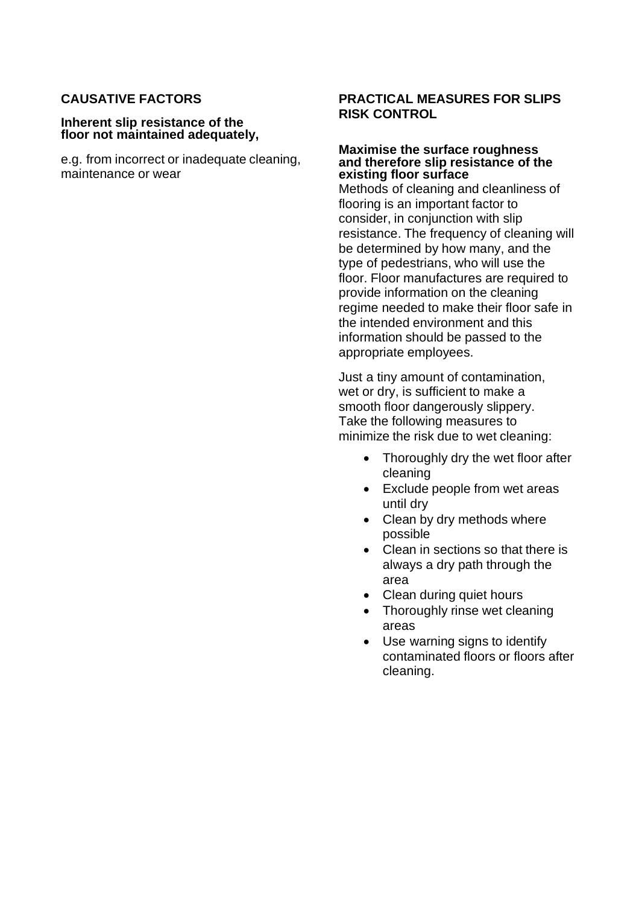## CAUSATIVE FACTORS

**Inherent slip resistance of the floor not maintained adequately,**

e.g. from incorrect or inadequate cleaning, maintenance or wear

## PRACTICAL MEASURES FOR SLIPS RISK CONTROL

**Maximise the surface roughness and therefore slip resistance of the existing floor surface**

Methods of cleaning and cleanliness of flooring is an important factor to consider, in conjunction with slip resistance. The frequency of cleaning will be determined by how many, and the type of pedestrians, who will use the floor. Floor manufactures are required to provide information on the cleaning regime needed to make their floor safe in the intended environment and this information should be passed to the appropriate employees.

Just a tiny amount of contamination, wet or dry, is sufficient to make a smooth floor dangerously slippery. Take the following measures to minimize the risk due to wet cleaning:

- Thoroughly dry the wet floor after cleaning
- Exclude people from wet areas until dry
- Clean by dry methods where possible
- Clean in sections so that there is always a dry path through the area
- Clean during quiet hours
- Thoroughly rinse wet cleaning areas
- Use warning signs to identify contaminated floors or floors after cleaning.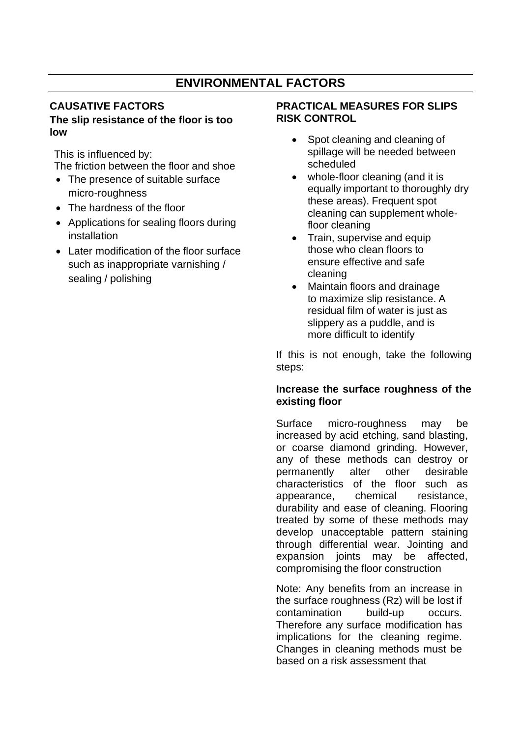## ENVIRONMENTAL FACTORS

### CAUSATIVE FACTORS

**The slip resistance of the floor is too low**

This is influenced by:

The friction between the floor and shoe

- The presence of suitable surface micro-roughness
- The hardness of the floor
- Applications for sealing floors during installation
- Later modification of the floor surface such as inappropriate varnishing / sealing / polishing

### PRACTICAL MEASURES FOR SLIPS RISK CONTROL

- Spot cleaning and cleaning of spillage will be needed between scheduled
- whole-floor cleaning (and it is equally important to thoroughly dry these areas). Frequent spot cleaning can supplement whole-floor cleaning
- Train, supervise and equip those who clean floors to ensure effective and safe cleaning
- Maintain floors and drainage to maximize slip resistance. A residual film of water is just as slippery as a puddle, and is more difficult to identify

If this is not enough, take the following steps:

**Increase the surface roughness of the existing floor**

Surface micro-roughness may be increased by acid etching, sand blasting, or coarse diamond grinding. However, any of these methods can destroy or permanently alter other desirable characteristics of the floor such as appearance, chemical resistance, durability and ease of cleaning. Flooring treated by some of these methods may develop unacceptable pattern staining through differential wear. Jointing and expansion joints may be affected, compromising the floor construction

Note: Any benefits from an increase in the surface roughness (Rz) will be lost if contamination build-up occurs. Therefore any surface modification has implications for the cleaning regime. Changes in cleaning methods must be based on a risk assessment that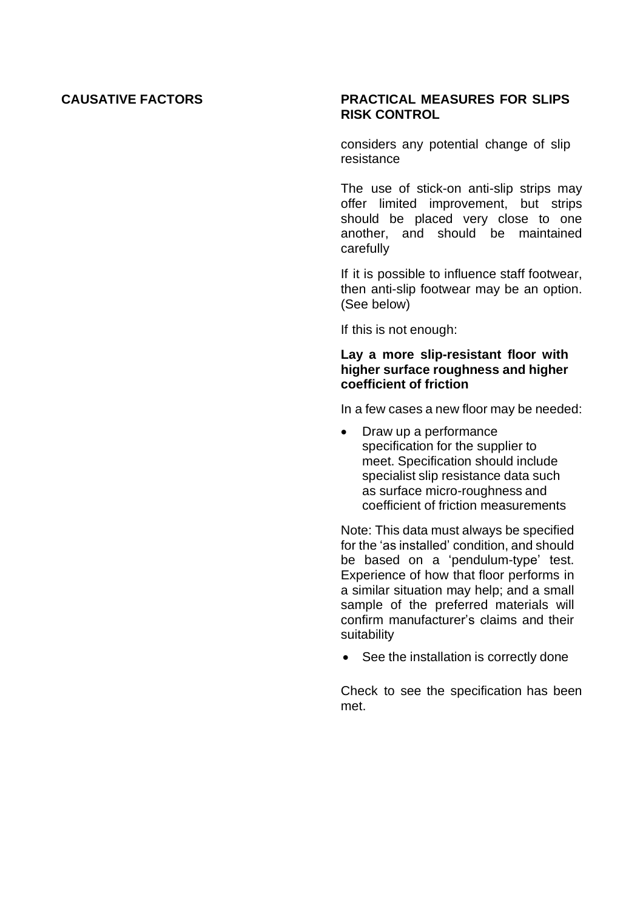| CAUSATIVE FACTORS | PRACTICAL MEASURES FOR SLIPS RISK CONTROL |
| --- | --- |
| | considers any potential change of slip resistance<br><br>The use of stick-on anti-slip strips may offer limited improvement, but strips should be placed very close to one another, and should be maintained carefully<br><br>If it is possible to influence staff footwear, then anti-slip footwear may be an option. (See below)<br><br>If this is not enough:<br><br>**Lay a more slip-resistant floor with higher surface roughness and higher coefficient of friction**<br><br>In a few cases a new floor may be needed:<br><br>• Draw up a performance specification for the supplier to meet. Specification should include specialist slip resistance data such as surface micro-roughness and coefficient of friction measurements<br><br>Note: This data must always be specified for the 'as installed' condition, and should be based on a 'pendulum-type' test. Experience of how that floor performs in a similar situation may help; and a small sample of the preferred materials will confirm manufacturer's claims and their suitability<br><br>• See the installation is correctly done<br><br>Check to see the specification has been met. |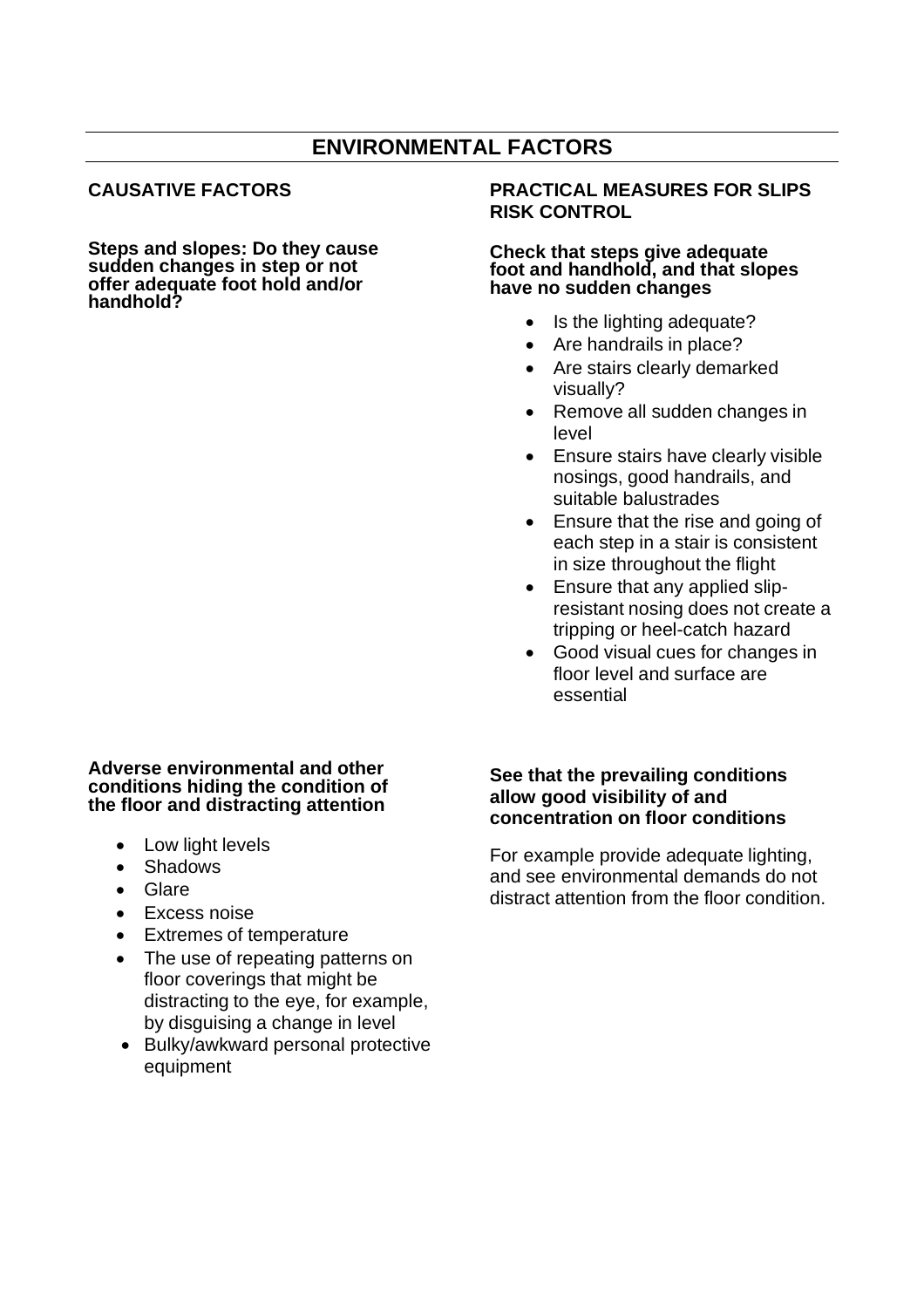## ENVIRONMENTAL FACTORS

| CAUSATIVE FACTORS | PRACTICAL MEASURES FOR SLIPS RISK CONTROL |
|---|---|
| **Steps and slopes: Do they cause sudden changes in step or not offer adequate foot hold and/or handhold?** | **Check that steps give adequate foot and handhold, and that slopes have no sudden changes**<br>• Is the lighting adequate?<br>• Are handrails in place?<br>• Are stairs clearly demarked visually?<br>• Remove all sudden changes in level<br>• Ensure stairs have clearly visible nosings, good handrails, and suitable balustrades<br>• Ensure that the rise and going of each step in a stair is consistent in size throughout the flight<br>• Ensure that any applied slip-resistant nosing does not create a tripping or heel-catch hazard<br>• Good visual cues for changes in floor level and surface are essential |
| **Adverse environmental and other conditions hiding the condition of the floor and distracting attention**<br>• Low light levels<br>• Shadows<br>• Glare<br>• Excess noise<br>• Extremes of temperature<br>• The use of repeating patterns on floor coverings that might be distracting to the eye, for example, by disguising a change in level<br>• Bulky/awkward personal protective equipment | **See that the prevailing conditions allow good visibility of and concentration on floor conditions**<br>For example provide adequate lighting, and see environmental demands do not distract attention from the floor condition. |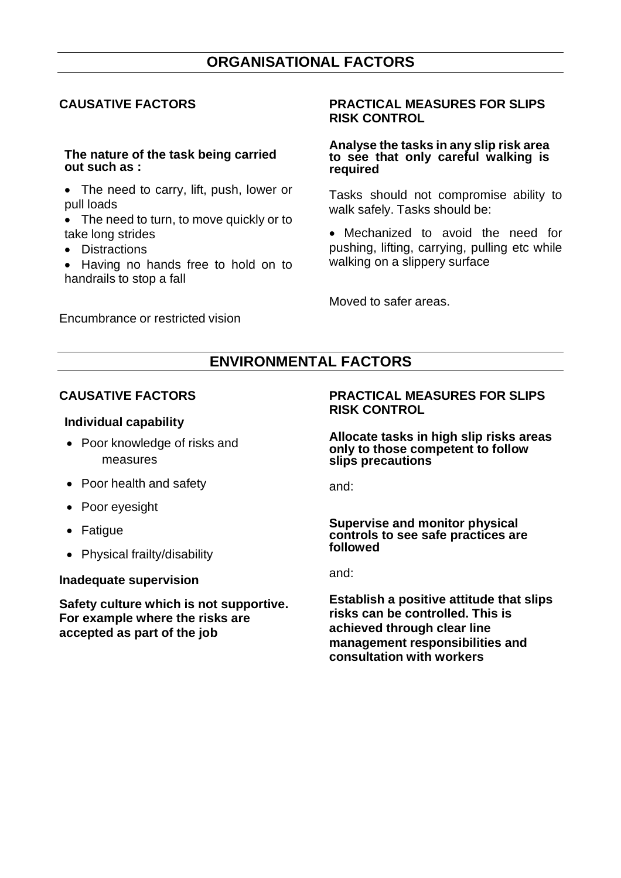## ORGANISATIONAL FACTORS

| CAUSATIVE FACTORS | PRACTICAL MEASURES FOR SLIPS RISK CONTROL |
|---|---|
| **The nature of the task being carried out such as :**<br>• The need to carry, lift, push, lower or pull loads<br>• The need to turn, to move quickly or to take long strides<br>• Distractions<br>• Having no hands free to hold on to handrails to stop a fall | **Analyse the tasks in any slip risk area to see that only careful walking is required**<br>Tasks should not compromise ability to walk safely. Tasks should be:<br>• Mechanized to avoid the need for pushing, lifting, carrying, pulling etc while walking on a slippery surface |
| | Moved to safer areas. |
| Encumbrance or restricted vision | |

## ENVIRONMENTAL FACTORS

| CAUSATIVE FACTORS | PRACTICAL MEASURES FOR SLIPS RISK CONTROL |
|---|---|
| **Individual capability**<br>• Poor knowledge of risks and measures<br>• Poor health and safety<br>• Poor eyesight<br>• Fatigue<br>• Physical frailty/disability | **Allocate tasks in high slip risks areas only to those competent to follow slips precautions**<br>and:<br>**Supervise and monitor physical controls to see safe practices are followed** |
| **Inadequate supervision** | and: |
| **Safety culture which is not supportive. For example where the risks are accepted as part of the job** | **Establish a positive attitude that slips risks can be controlled. This is achieved through clear line management responsibilities and consultation with workers** |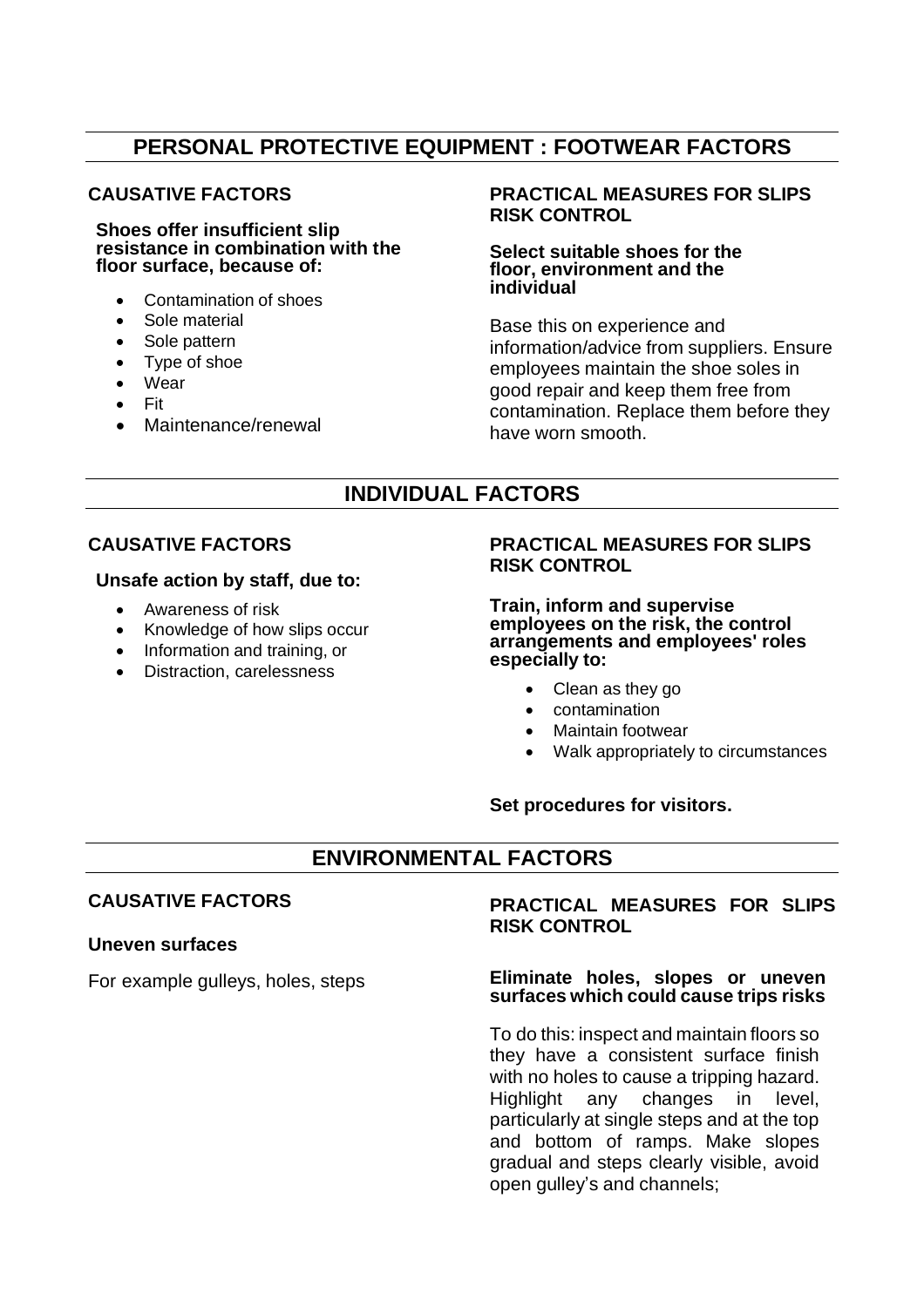## PERSONAL PROTECTIVE EQUIPMENT : FOOTWEAR FACTORS

### CAUSATIVE FACTORS

**Shoes offer insufficient slip resistance in combination with the floor surface, because of:**

- Contamination of shoes
- Sole material
- Sole pattern
- Type of shoe
- Wear
- Fit
- Maintenance/renewal

### PRACTICAL MEASURES FOR SLIPS RISK CONTROL

**Select suitable shoes for the floor, environment and the individual**

Base this on experience and information/advice from suppliers. Ensure employees maintain the shoe soles in good repair and keep them free from contamination. Replace them before they have worn smooth.

## INDIVIDUAL FACTORS

### CAUSATIVE FACTORS

**Unsafe action by staff, due to:**

- Awareness of risk
- Knowledge of how slips occur
- Information and training, or
- Distraction, carelessness

### PRACTICAL MEASURES FOR SLIPS RISK CONTROL

**Train, inform and supervise employees on the risk, the control arrangements and employees' roles especially to:**

- Clean as they go
- contamination
- Maintain footwear
- Walk appropriately to circumstances

**Set procedures for visitors.**

## ENVIRONMENTAL FACTORS

### CAUSATIVE FACTORS

**Uneven surfaces**

For example gulleys, holes, steps

### PRACTICAL MEASURES FOR SLIPS RISK CONTROL

**Eliminate holes, slopes or uneven surfaces which could cause trips risks**

To do this: inspect and maintain floors so they have a consistent surface finish with no holes to cause a tripping hazard. Highlight any changes in level, particularly at single steps and at the top and bottom of ramps. Make slopes gradual and steps clearly visible, avoid open gulley's and channels;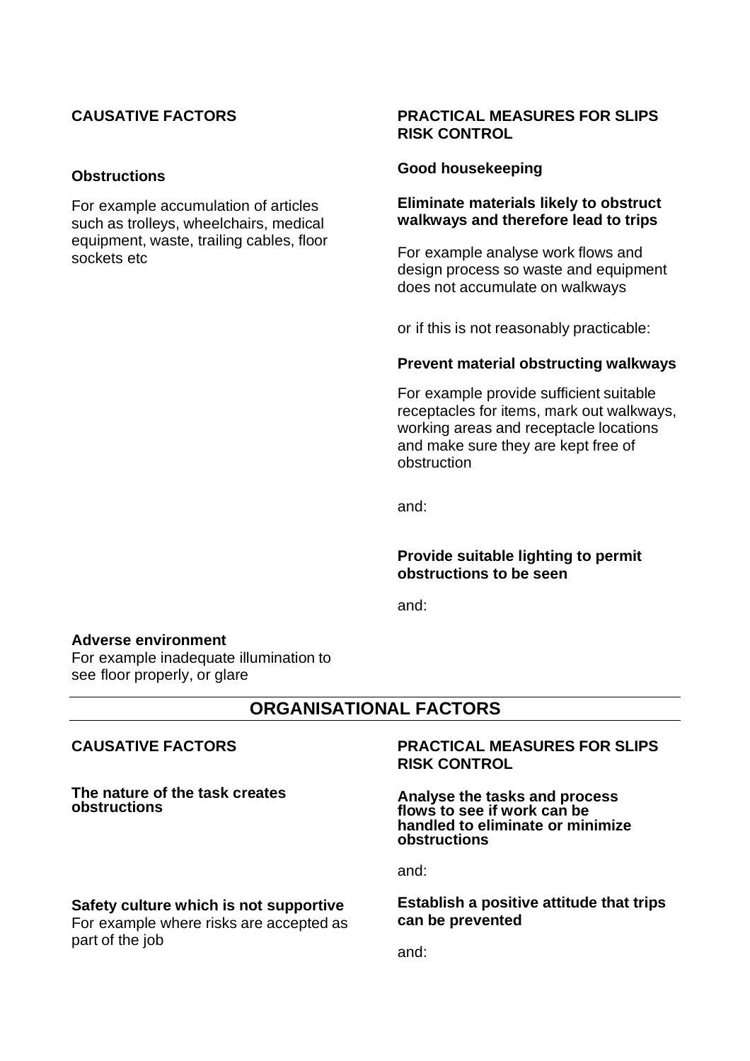| CAUSATIVE FACTORS | PRACTICAL MEASURES FOR SLIPS RISK CONTROL |
|---|---|
| **Obstructions**<br><br>For example accumulation of articles such as trolleys, wheelchairs, medical equipment, waste, trailing cables, floor sockets etc | **Good housekeeping**<br><br>**Eliminate materials likely to obstruct walkways and therefore lead to trips**<br><br>For example analyse work flows and design process so waste and equipment does not accumulate on walkways<br><br>or if this is not reasonably practicable:<br><br>**Prevent material obstructing walkways**<br><br>For example provide sufficient suitable receptacles for items, mark out walkways, working areas and receptacle locations and make sure they are kept free of obstruction<br><br>and:<br><br>**Provide suitable lighting to permit obstructions to be seen**<br><br>and: |
| **Adverse environment**<br>For example inadequate illumination to see floor properly, or glare | |

## ORGANISATIONAL FACTORS

| CAUSATIVE FACTORS | PRACTICAL MEASURES FOR SLIPS RISK CONTROL |
|---|---|
| **The nature of the task creates obstructions** | **Analyse the tasks and process flows to see if work can be handled to eliminate or minimize obstructions**<br><br>and: |
| **Safety culture which is not supportive**<br>For example where risks are accepted as part of the job | **Establish a positive attitude that trips can be prevented**<br><br>and: |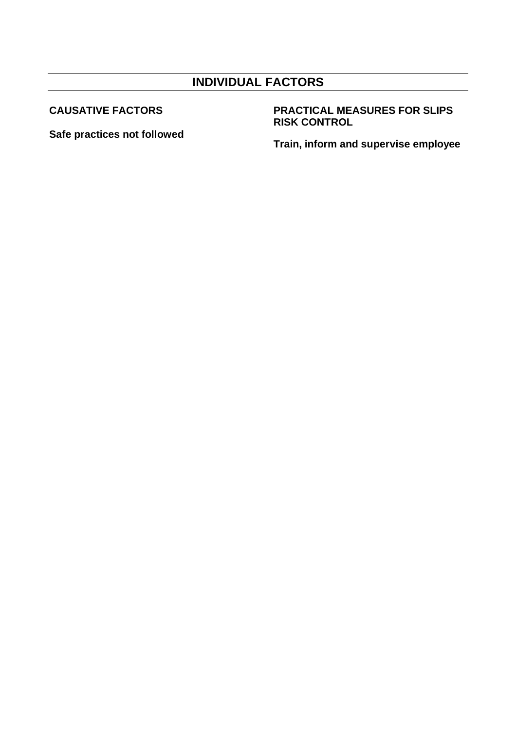## INDIVIDUAL FACTORS

| CAUSATIVE FACTORS | PRACTICAL MEASURES FOR SLIPS RISK CONTROL |
| --- | --- |
| **Safe practices not followed** | **Train, inform and supervise employee** |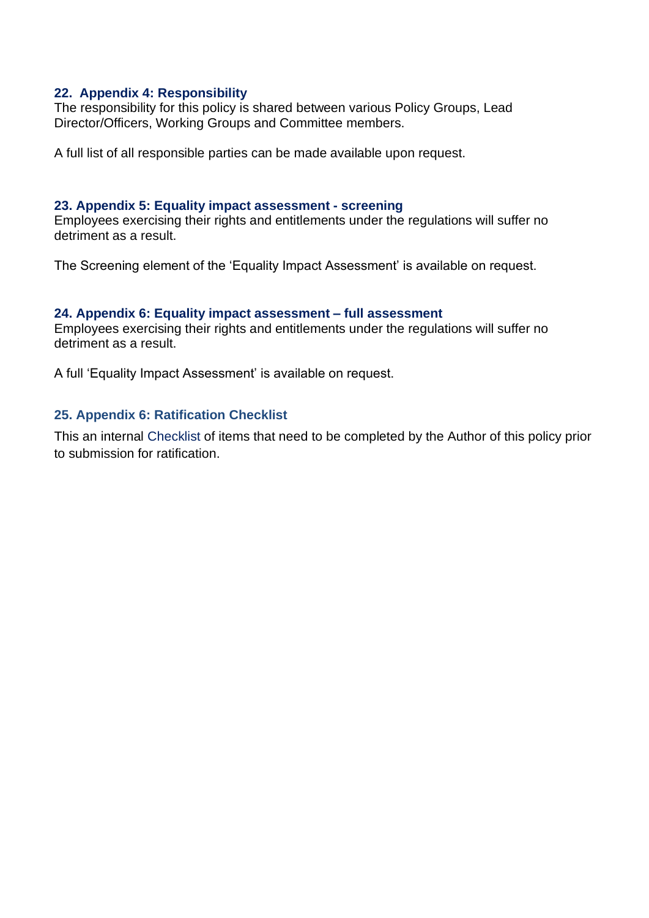## 22. Appendix 4: Responsibility

The responsibility for this policy is shared between various Policy Groups, Lead Director/Officers, Working Groups and Committee members.

A full list of all responsible parties can be made available upon request.

## 23. Appendix 5: Equality impact assessment - screening

Employees exercising their rights and entitlements under the regulations will suffer no detriment as a result.

The Screening element of the 'Equality Impact Assessment' is available on request.

## 24. Appendix 6: Equality impact assessment – full assessment

Employees exercising their rights and entitlements under the regulations will suffer no detriment as a result.

A full 'Equality Impact Assessment' is available on request.

## 25. Appendix 6: Ratification Checklist

This an internal Checklist of items that need to be completed by the Author of this policy prior to submission for ratification.